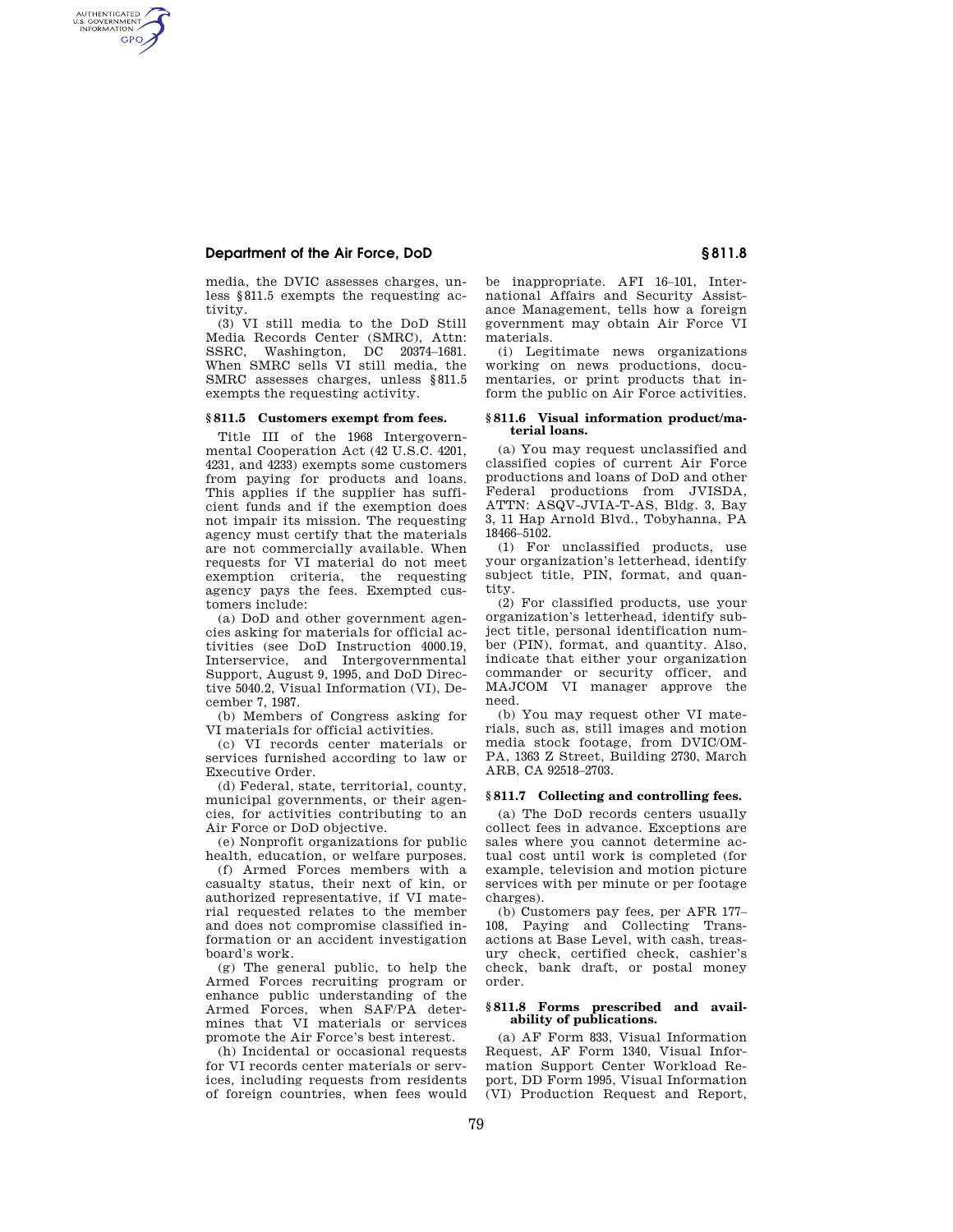media, the DVIC assesses charges, unless §811.5 exempts the requesting activity.

(3) VI still media to the DoD Still Media Records Center (SMRC), Attn: SSRC, Washington, DC 20374–1681. When SMRC sells VI still media, the SMRC assesses charges, unless §811.5 exempts the requesting activity.

### §811.5 Customers exempt from fees.

Title III of the 1968 Intergovernmental Cooperation Act (42 U.S.C. 4201, 4231, and 4233) exempts some customers from paying for products and loans. This applies if the supplier has sufficient funds and if the exemption does not impair its mission. The requesting agency must certify that the materials are not commercially available. When requests for VI material do not meet exemption criteria, the requesting agency pays the fees. Exempted customers include:

(a) DoD and other government agencies asking for materials for official activities (see DoD Instruction 4000.19, Interservice, and Intergovernmental Support, August 9, 1995, and DoD Directive 5040.2, Visual Information (VI), December 7, 1987.

(b) Members of Congress asking for VI materials for official activities.

(c) VI records center materials or services furnished according to law or Executive Order.

(d) Federal, state, territorial, county, municipal governments, or their agencies, for activities contributing to an Air Force or DoD objective.

(e) Nonprofit organizations for public health, education, or welfare purposes.

(f) Armed Forces members with a casualty status, their next of kin, or authorized representative, if VI material requested relates to the member and does not compromise classified information or an accident investigation board's work.

(g) The general public, to help the Armed Forces recruiting program or enhance public understanding of the Armed Forces, when SAF/PA determines that VI materials or services promote the Air Force's best interest.

(h) Incidental or occasional requests for VI records center materials or services, including requests from residents of foreign countries, when fees would be inappropriate. AFI 16–101, International Affairs and Security Assistance Management, tells how a foreign government may obtain Air Force VI materials.

(i) Legitimate news organizations working on news productions, documentaries, or print products that inform the public on Air Force activities.

### §811.6 Visual information product/material loans.

(a) You may request unclassified and classified copies of current Air Force productions and loans of DoD and other Federal productions from JVISDA, ATTN: ASQV-JVIA-T-AS, Bldg. 3, Bay 3, 11 Hap Arnold Blvd., Tobyhanna, PA 18466–5102.

(1) For unclassified products, use your organization's letterhead, identify subject title, PIN, format, and quantity.

(2) For classified products, use your organization's letterhead, identify subject title, personal identification number (PIN), format, and quantity. Also, indicate that either your organization commander or security officer, and MAJCOM VI manager approve the need.

(b) You may request other VI materials, such as, still images and motion media stock footage, from DVIC/OM-PA, 1363 Z Street, Building 2730, March ARB, CA 92518–2703.

### §811.7 Collecting and controlling fees.

(a) The DoD records centers usually collect fees in advance. Exceptions are sales where you cannot determine actual cost until work is completed (for example, television and motion picture services with per minute or per footage charges).

(b) Customers pay fees, per AFR 177–108, Paying and Collecting Transactions at Base Level, with cash, treasury check, certified check, cashier's check, bank draft, or postal money order.

### §811.8 Forms prescribed and availability of publications.

(a) AF Form 833, Visual Information Request, AF Form 1340, Visual Information Support Center Workload Report, DD Form 1995, Visual Information (VI) Production Request and Report,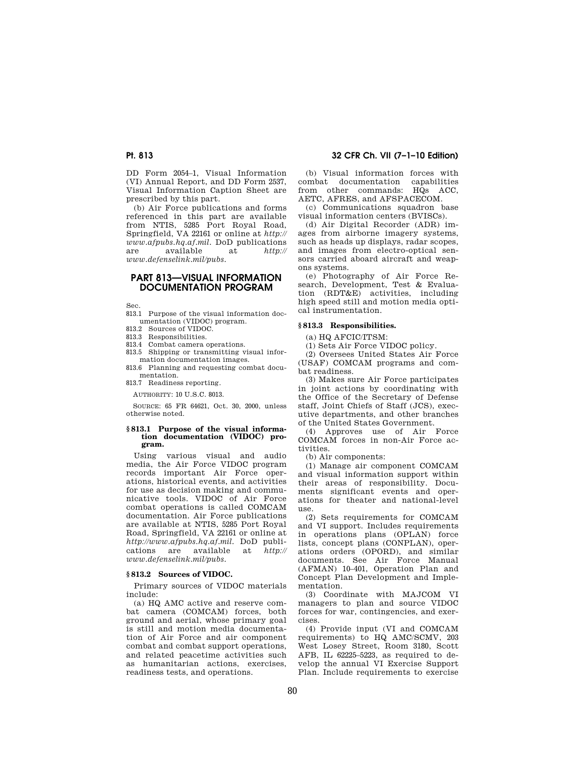DD Form 2054–1, Visual Information (VI) Annual Report, and DD Form 2537, Visual Information Caption Sheet are prescribed by this part.

(b) Air Force publications and forms referenced in this part are available from NTIS, 5285 Port Royal Road, Springfield, VA 22161 or online at *http://www.afpubs.hq.af.mil*. DoD publications are available at *http://www.defenselink.mil/pubs*.

# PART 813—VISUAL INFORMATION DOCUMENTATION PROGRAM

Sec.
813.1 Purpose of the visual information documentation (VIDOC) program.
813.2 Sources of VIDOC.
813.3 Responsibilities.
813.4 Combat camera operations.
813.5 Shipping or transmitting visual information documentation images.
813.6 Planning and requesting combat documentation.
813.7 Readiness reporting.

AUTHORITY: 10 U.S.C. 8013.

SOURCE: 65 FR 64621, Oct. 30, 2000, unless otherwise noted.

### § 813.1 Purpose of the visual information documentation (VIDOC) program.

Using various visual and audio media, the Air Force VIDOC program records important Air Force operations, historical events, and activities for use as decision making and communicative tools. VIDOC of Air Force combat operations is called COMCAM documentation. Air Force publications are available at NTIS, 5285 Port Royal Road, Springfield, VA 22161 or online at *http://www.afpubs.hq.af.mil*. DoD publications are available at *http://www.defenselink.mil/pubs*.

### § 813.2 Sources of VIDOC.

Primary sources of VIDOC materials include:

(a) HQ AMC active and reserve combat camera (COMCAM) forces, both ground and aerial, whose primary goal is still and motion media documentation of Air Force and air component combat and combat support operations, and related peacetime activities such as humanitarian actions, exercises, readiness tests, and operations.

(b) Visual information forces with combat documentation capabilities from other commands: HQs ACC, AETC, AFRES, and AFSPACECOM.

(c) Communications squadron base visual information centers (BVISCs).

(d) Air Digital Recorder (ADR) images from airborne imagery systems, such as heads up displays, radar scopes, and images from electro-optical sensors carried aboard aircraft and weapons systems.

(e) Photography of Air Force Research, Development, Test & Evaluation (RDT&E) activities, including high speed still and motion media optical instrumentation.

### § 813.3 Responsibilities.

(a) HQ AFCIC/ITSM:

(1) Sets Air Force VIDOC policy.

(2) Oversees United States Air Force (USAF) COMCAM programs and combat readiness.

(3) Makes sure Air Force participates in joint actions by coordinating with the Office of the Secretary of Defense staff, Joint Chiefs of Staff (JCS), executive departments, and other branches of the United States Government.

(4) Approves use of Air Force COMCAM forces in non-Air Force activities.

(b) Air components:

(1) Manage air component COMCAM and visual information support within their areas of responsibility. Documents significant events and operations for theater and national-level use.

(2) Sets requirements for COMCAM and VI support. Includes requirements in operations plans (OPLAN) force lists, concept plans (CONPLAN), operations orders (OPORD), and similar documents. See Air Force Manual (AFMAN) 10–401, Operation Plan and Concept Plan Development and Implementation.

(3) Coordinate with MAJCOM VI managers to plan and source VIDOC forces for war, contingencies, and exercises.

(4) Provide input (VI and COMCAM requirements) to HQ AMC/SCMV, 203 West Losey Street, Room 3180, Scott AFB, IL 62225–5223, as required to develop the annual VI Exercise Support Plan. Include requirements to exercise